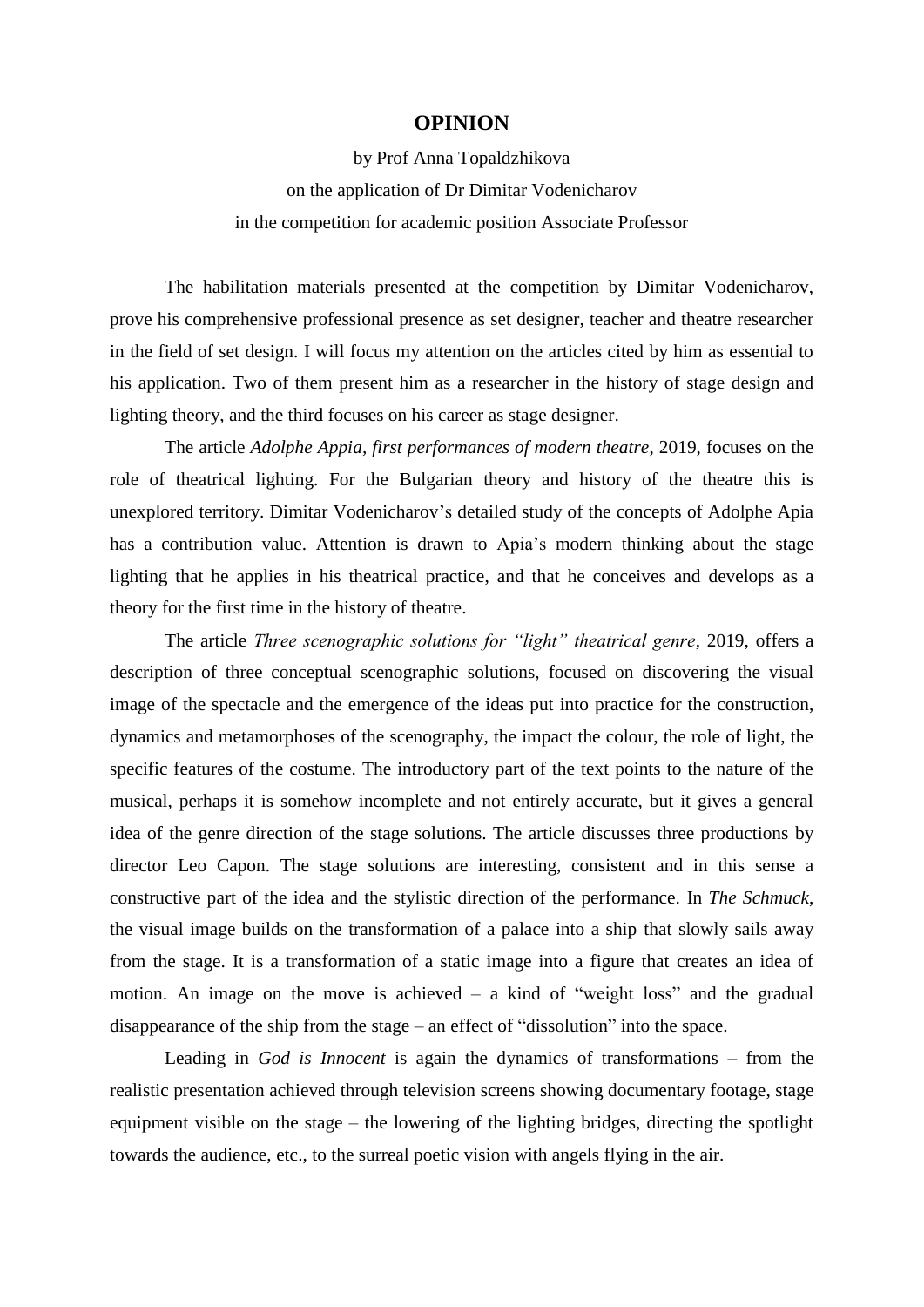# OPINION

by Prof Anna Topaldzhikova

on the application of Dr Dimitar Vodenicharov

in the competition for academic position Associate Professor

The habilitation materials presented at the competition by Dimitar Vodenicharov, prove his comprehensive professional presence as set designer, teacher and theatre researcher in the field of set design. I will focus my attention on the articles cited by him as essential to his application. Two of them present him as a researcher in the history of stage design and lighting theory, and the third focuses on his career as stage designer.

The article *Adolphe Appia, first performances of modern theatre*, 2019, focuses on the role of theatrical lighting. For the Bulgarian theory and history of the theatre this is unexplored territory. Dimitar Vodenicharov's detailed study of the concepts of Adolphe Apia has a contribution value. Attention is drawn to Apia's modern thinking about the stage lighting that he applies in his theatrical practice, and that he conceives and develops as a theory for the first time in the history of theatre.

The article *Three scenographic solutions for "light" theatrical genre*, 2019, offers a description of three conceptual scenographic solutions, focused on discovering the visual image of the spectacle and the emergence of the ideas put into practice for the construction, dynamics and metamorphoses of the scenography, the impact the colour, the role of light, the specific features of the costume. The introductory part of the text points to the nature of the musical, perhaps it is somehow incomplete and not entirely accurate, but it gives a general idea of the genre direction of the stage solutions. The article discusses three productions by director Leo Capon. The stage solutions are interesting, consistent and in this sense a constructive part of the idea and the stylistic direction of the performance. In *The Schmuck*, the visual image builds on the transformation of a palace into a ship that slowly sails away from the stage. It is a transformation of a static image into a figure that creates an idea of motion. An image on the move is achieved – a kind of "weight loss" and the gradual disappearance of the ship from the stage – an effect of "dissolution" into the space.

Leading in *God is Innocent* is again the dynamics of transformations – from the realistic presentation achieved through television screens showing documentary footage, stage equipment visible on the stage – the lowering of the lighting bridges, directing the spotlight towards the audience, etc., to the surreal poetic vision with angels flying in the air.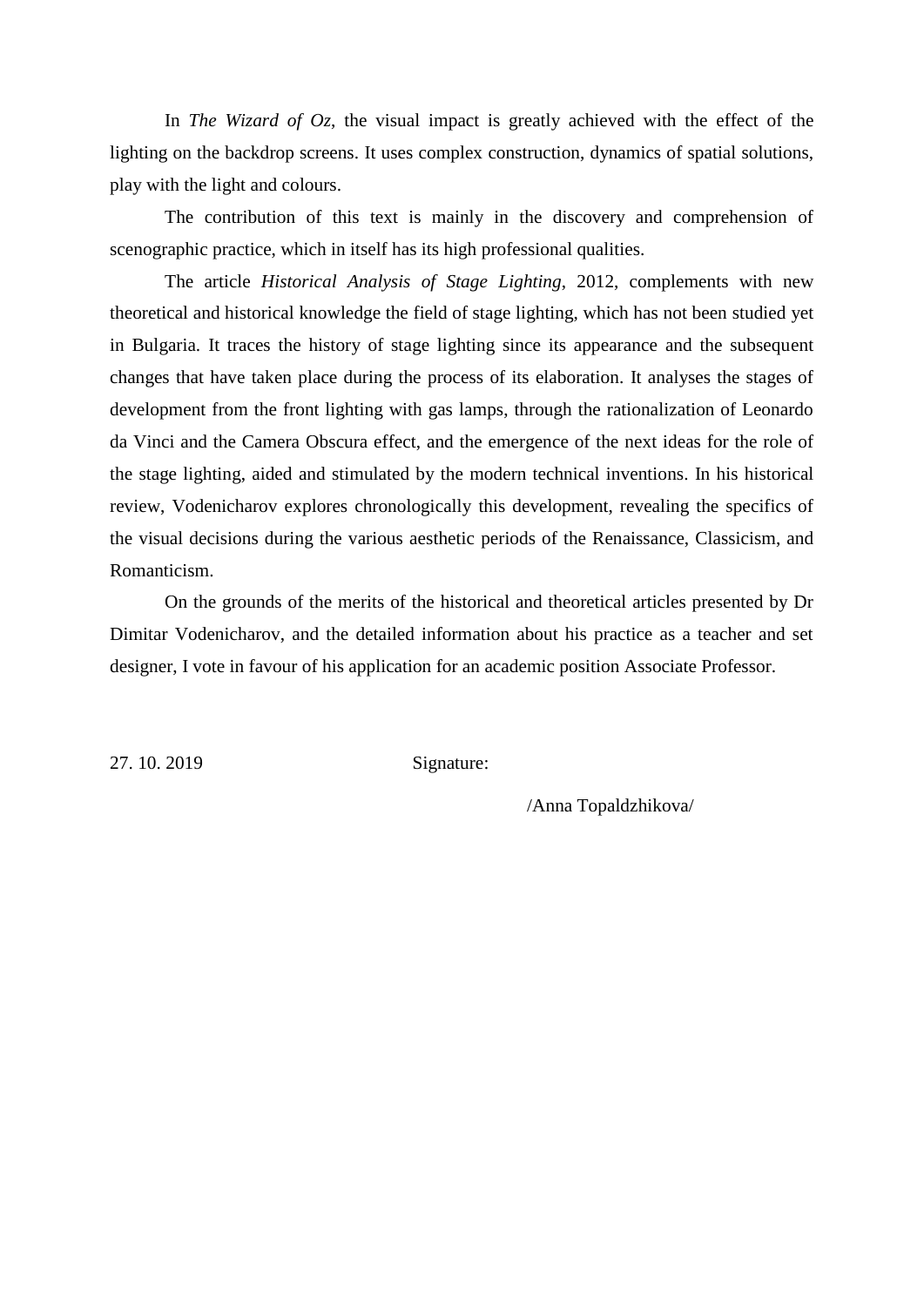In *The Wizard of Oz*, the visual impact is greatly achieved with the effect of the lighting on the backdrop screens. It uses complex construction, dynamics of spatial solutions, play with the light and colours.

The contribution of this text is mainly in the discovery and comprehension of scenographic practice, which in itself has its high professional qualities.

The article *Historical Analysis of Stage Lighting*, 2012, complements with new theoretical and historical knowledge the field of stage lighting, which has not been studied yet in Bulgaria. It traces the history of stage lighting since its appearance and the subsequent changes that have taken place during the process of its elaboration. It analyses the stages of development from the front lighting with gas lamps, through the rationalization of Leonardo da Vinci and the Camera Obscura effect, and the emergence of the next ideas for the role of the stage lighting, aided and stimulated by the modern technical inventions. In his historical review, Vodenicharov explores chronologically this development, revealing the specifics of the visual decisions during the various aesthetic periods of the Renaissance, Classicism, and Romanticism.

On the grounds of the merits of the historical and theoretical articles presented by Dr Dimitar Vodenicharov, and the detailed information about his practice as a teacher and set designer, I vote in favour of his application for an academic position Associate Professor.

27. 10. 2019 Signature:

/Anna Topaldzhikova/